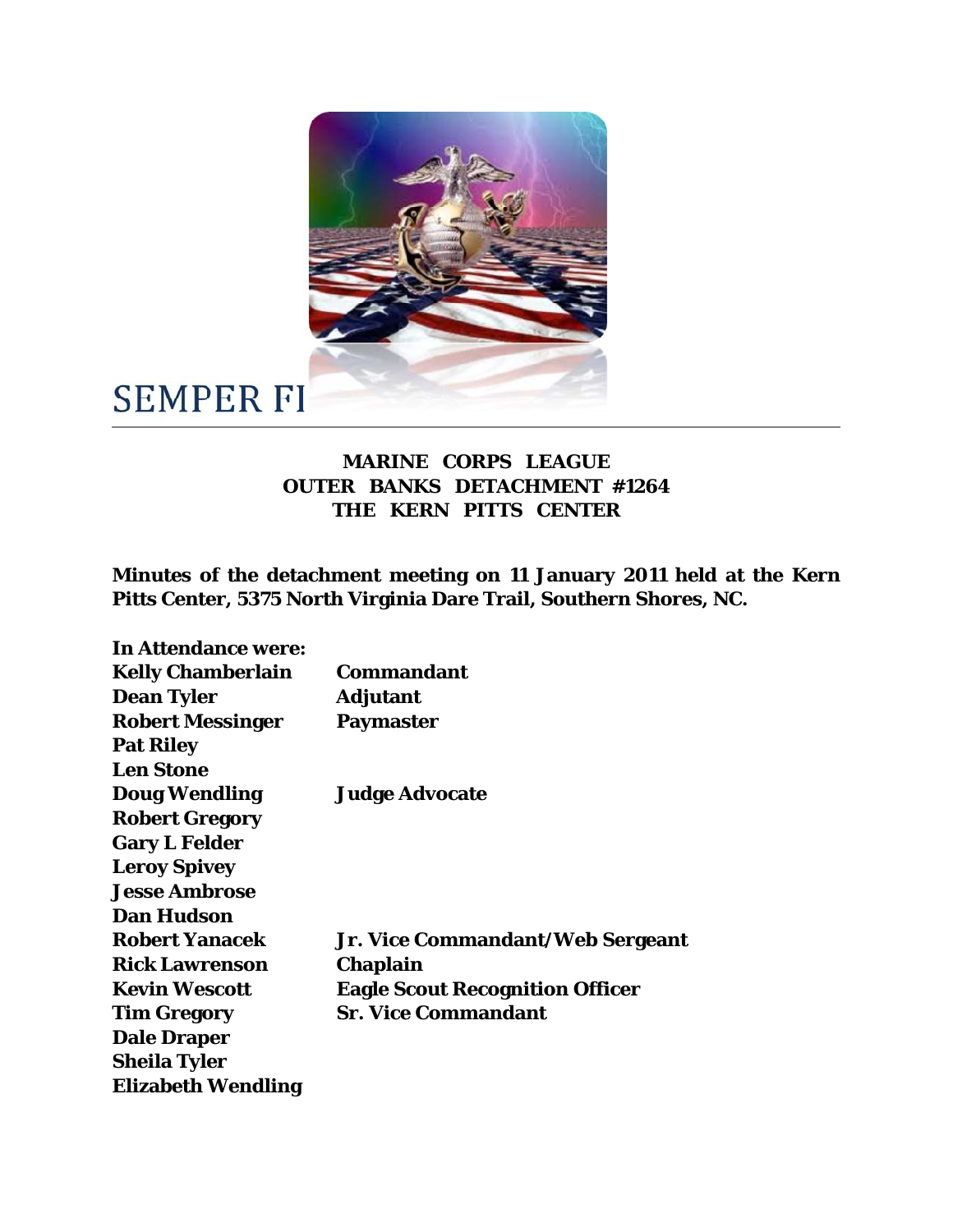SEMPER FI

**MARINE CORPS LEAGUE**
**OUTER BANKS DETACHMENT #1264**
**THE KERN PITTS CENTER**

**Minutes of the detachment meeting on 11 January 2011 held at the Kern Pitts Center, 5375 North Virginia Dare Trail, Southern Shores, NC.**

**In Attendance were:**

| | |
|---|---|
| **Kelly Chamberlain** | **Commandant** |
| **Dean Tyler** | **Adjutant** |
| **Robert Messinger** | **Paymaster** |
| **Pat Riley** | |
| **Len Stone** | |
| **Doug Wendling** | **Judge Advocate** |
| **Robert Gregory** | |
| **Gary L Felder** | |
| **Leroy Spivey** | |
| **Jesse Ambrose** | |
| **Dan Hudson** | |
| **Robert Yanacek** | **Jr. Vice Commandant/Web Sergeant** |
| **Rick Lawrenson** | **Chaplain** |
| **Kevin Wescott** | **Eagle Scout Recognition Officer** |
| **Tim Gregory** | **Sr. Vice Commandant** |
| **Dale Draper** | |
| **Sheila Tyler** | |
| **Elizabeth Wendling** | |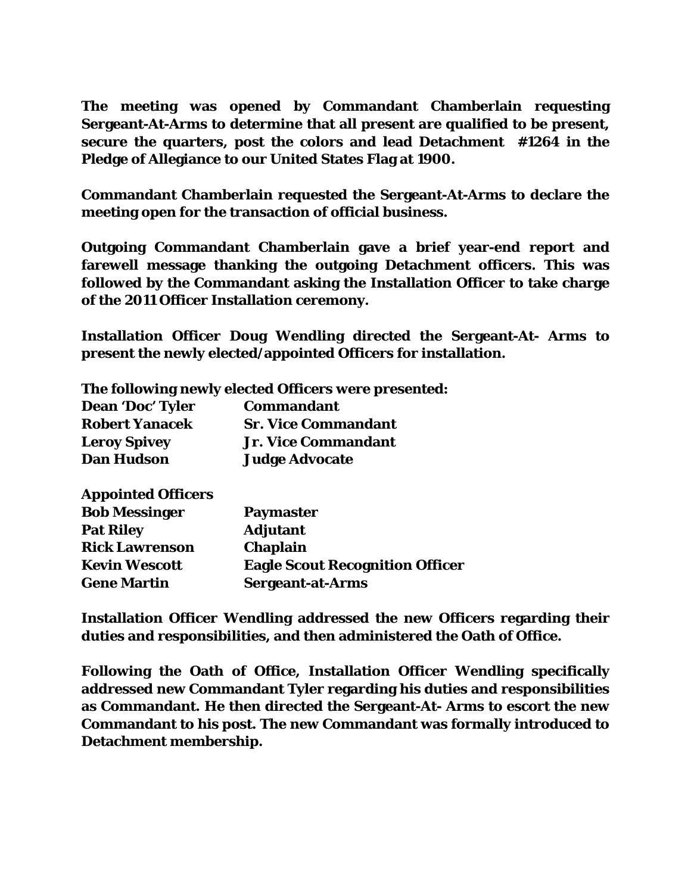**The meeting was opened by Commandant Chamberlain requesting Sergeant-At-Arms to determine that all present are qualified to be present, secure the quarters, post the colors and lead Detachment #1264 in the Pledge of Allegiance to our United States Flag at 1900.**

**Commandant Chamberlain requested the Sergeant-At-Arms to declare the meeting open for the transaction of official business.**

**Outgoing Commandant Chamberlain gave a brief year-end report and farewell message thanking the outgoing Detachment officers. This was followed by the Commandant asking the Installation Officer to take charge of the 2011 Officer Installation ceremony.**

**Installation Officer Doug Wendling directed the Sergeant-At- Arms to present the newly elected/appointed Officers for installation.**

**The following newly elected Officers were presented:**

| | |
|---|---|
| **Dean 'Doc' Tyler** | **Commandant** |
| **Robert Yanacek** | **Sr. Vice Commandant** |
| **Leroy Spivey** | **Jr. Vice Commandant** |
| **Dan Hudson** | **Judge Advocate** |

**Appointed Officers**

| | |
|---|---|
| **Bob Messinger** | **Paymaster** |
| **Pat Riley** | **Adjutant** |
| **Rick Lawrenson** | **Chaplain** |
| **Kevin Wescott** | **Eagle Scout Recognition Officer** |
| **Gene Martin** | **Sergeant-at-Arms** |

**Installation Officer Wendling addressed the new Officers regarding their duties and responsibilities, and then administered the Oath of Office.**

**Following the Oath of Office, Installation Officer Wendling specifically addressed new Commandant Tyler regarding his duties and responsibilities as Commandant. He then directed the Sergeant-At- Arms to escort the new Commandant to his post. The new Commandant was formally introduced to Detachment membership.**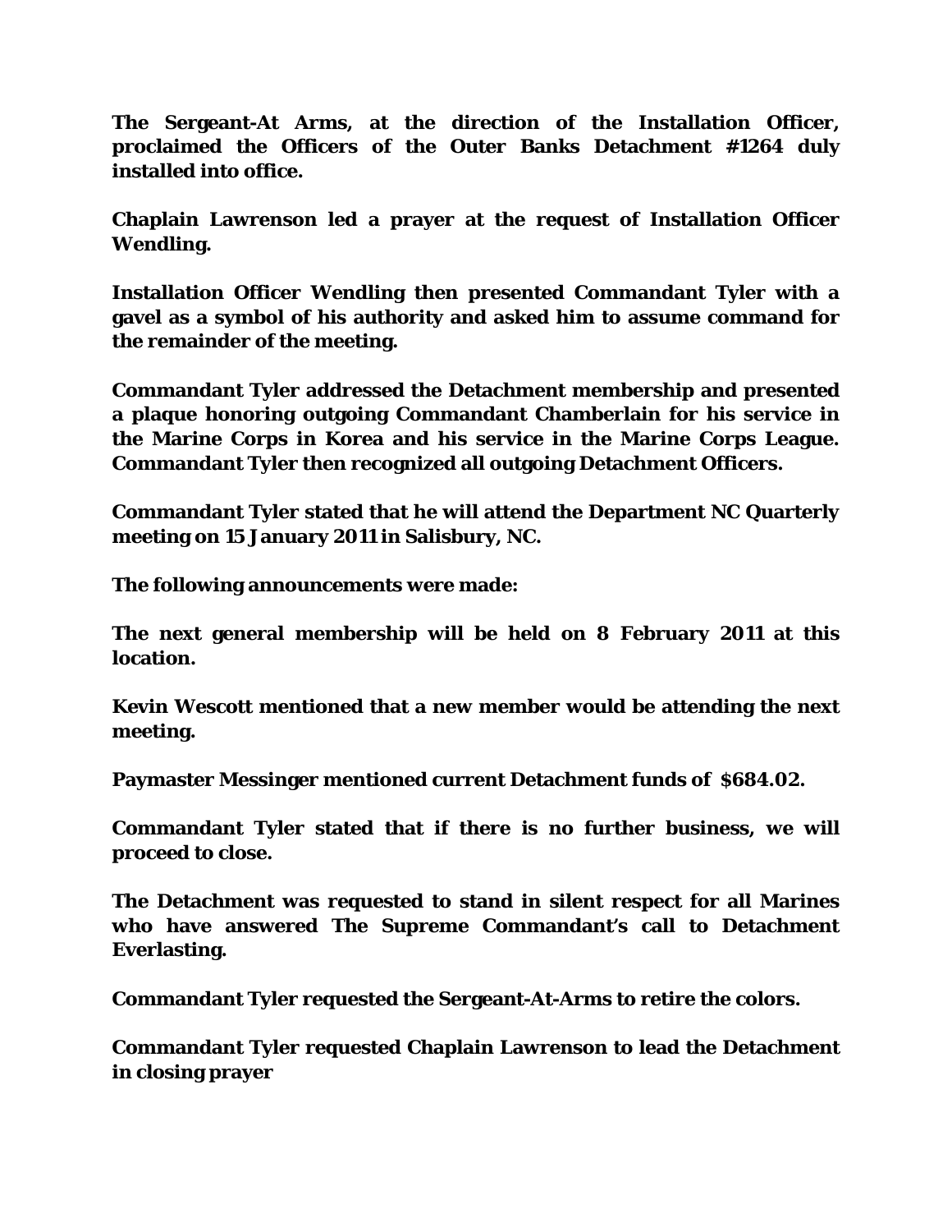**The Sergeant-At Arms, at the direction of the Installation Officer, proclaimed the Officers of the Outer Banks Detachment #1264 duly installed into office.**

**Chaplain Lawrenson led a prayer at the request of Installation Officer Wendling.**

**Installation Officer Wendling then presented Commandant Tyler with a gavel as a symbol of his authority and asked him to assume command for the remainder of the meeting.**

**Commandant Tyler addressed the Detachment membership and presented a plaque honoring outgoing Commandant Chamberlain for his service in the Marine Corps in Korea and his service in the Marine Corps League. Commandant Tyler then recognized all outgoing Detachment Officers.**

**Commandant Tyler stated that he will attend the Department NC Quarterly meeting on 15 January 2011 in Salisbury, NC.**

**The following announcements were made:**

**The next general membership will be held on 8 February 2011 at this location.**

**Kevin Wescott mentioned that a new member would be attending the next meeting.**

**Paymaster Messinger mentioned current Detachment funds of $684.02.**

**Commandant Tyler stated that if there is no further business, we will proceed to close.**

**The Detachment was requested to stand in silent respect for all Marines who have answered The Supreme Commandant's call to Detachment Everlasting.**

**Commandant Tyler requested the Sergeant-At-Arms to retire the colors.**

**Commandant Tyler requested Chaplain Lawrenson to lead the Detachment in closing prayer**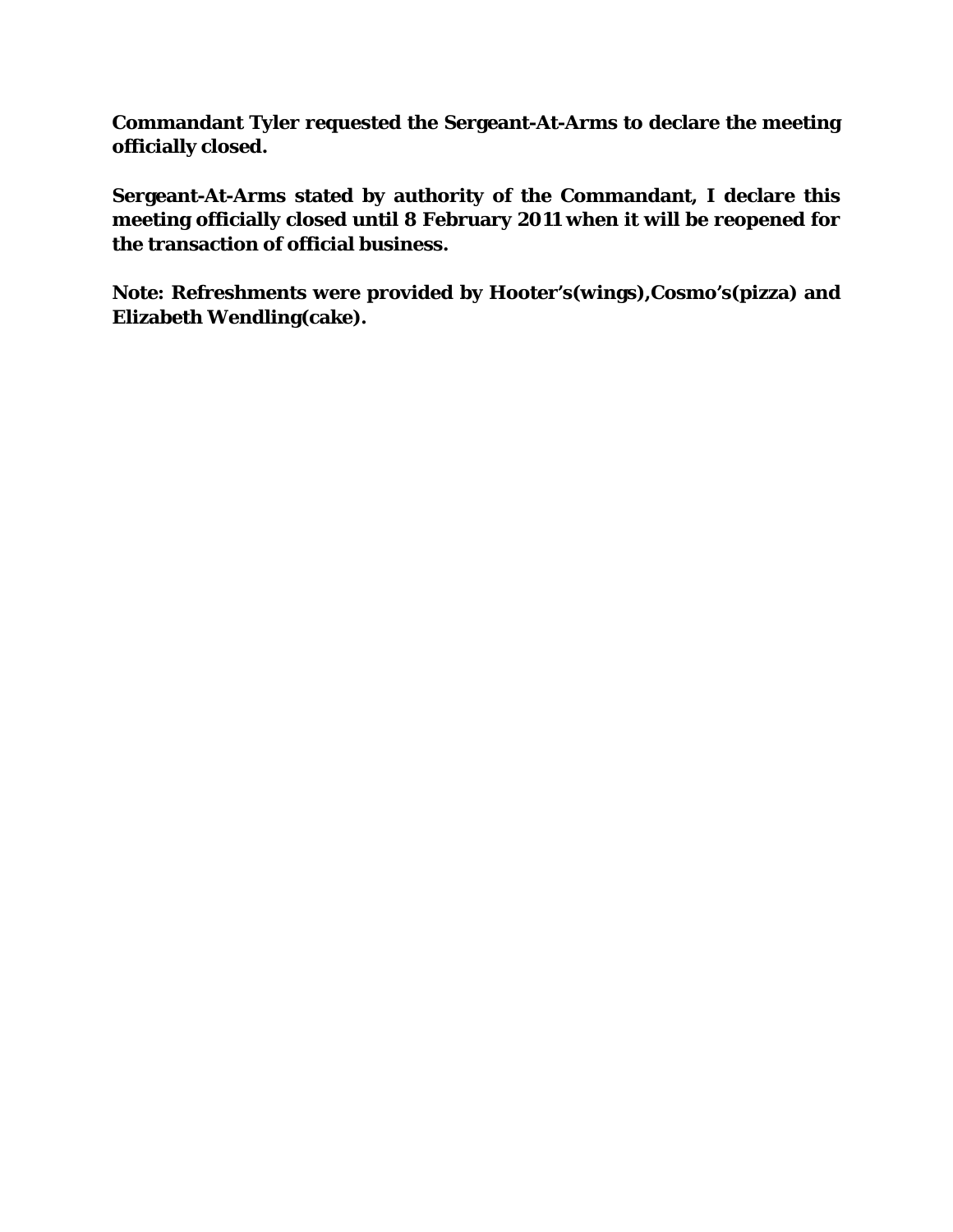**Commandant Tyler requested the Sergeant-At-Arms to declare the meeting officially closed.**

**Sergeant-At-Arms stated by authority of the Commandant, I declare this meeting officially closed until 8 February 2011 when it will be reopened for the transaction of official business.**

**Note: Refreshments were provided by Hooter's(wings),Cosmo's(pizza) and Elizabeth Wendling(cake).**